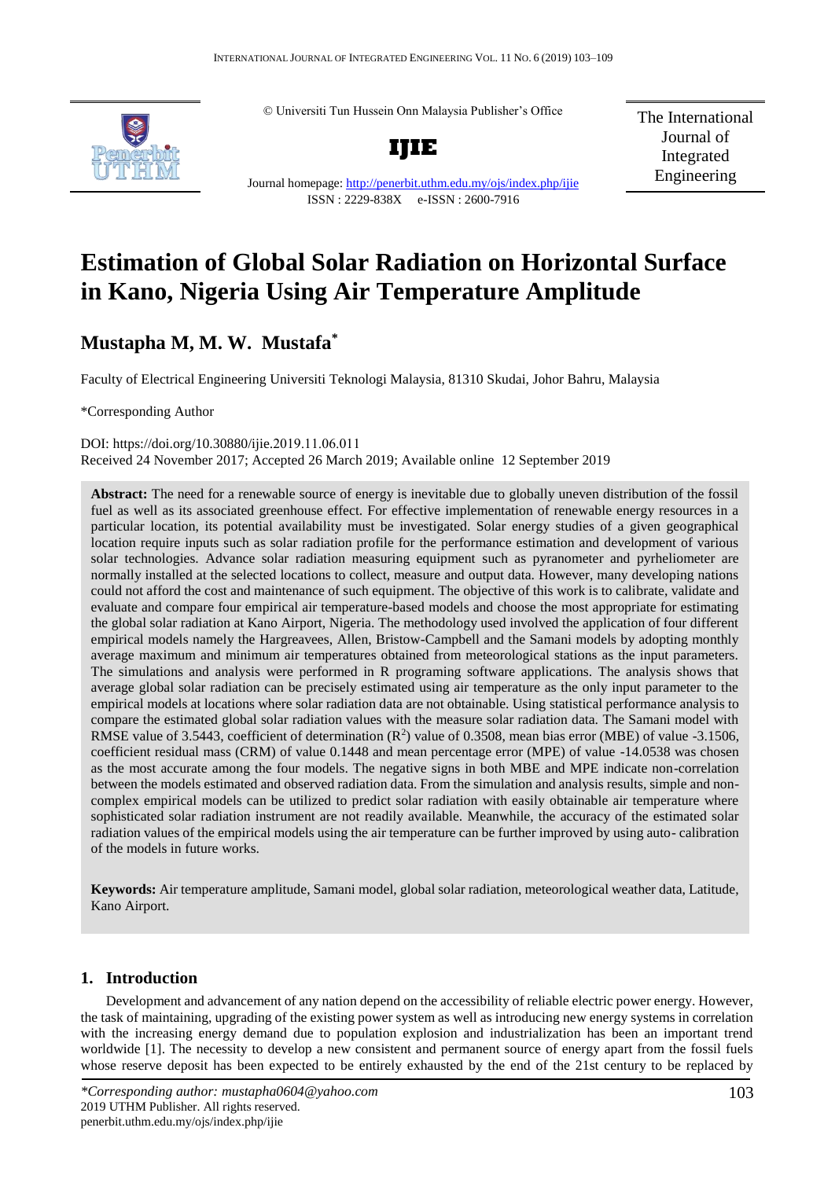© Universiti Tun Hussein Onn Malaysia Publisher's Office

**IJIE**

Journal homepage: http://penerbit.uthm.edu.my/ojs/index.php/ijie

ISSN : 2229-838X e-ISSN : 2600-7916

The International Journal of Integrated Engineering

# Estimation of Global Solar Radiation on Horizontal Surface in Kano, Nigeria Using Air Temperature Amplitude

## Mustapha M, M. W. Mustafa*

Faculty of Electrical Engineering Universiti Teknologi Malaysia, 81310 Skudai, Johor Bahru, Malaysia

*Corresponding Author

DOI: https://doi.org/10.30880/ijie.2019.11.06.011

Received 24 November 2017; Accepted 26 March 2019; Available online 12 September 2019

**Abstract:** The need for a renewable source of energy is inevitable due to globally uneven distribution of the fossil fuel as well as its associated greenhouse effect. For effective implementation of renewable energy resources in a particular location, its potential availability must be investigated. Solar energy studies of a given geographical location require inputs such as solar radiation profile for the performance estimation and development of various solar technologies. Advance solar radiation measuring equipment such as pyranometer and pyrheliometer are normally installed at the selected locations to collect, measure and output data. However, many developing nations could not afford the cost and maintenance of such equipment. The objective of this work is to calibrate, validate and evaluate and compare four empirical air temperature-based models and choose the most appropriate for estimating the global solar radiation at Kano Airport, Nigeria. The methodology used involved the application of four different empirical models namely the Hargreavees, Allen, Bristow-Campbell and the Samani models by adopting monthly average maximum and minimum air temperatures obtained from meteorological stations as the input parameters. The simulations and analysis were performed in R programing software applications. The analysis shows that average global solar radiation can be precisely estimated using air temperature as the only input parameter to the empirical models at locations where solar radiation data are not obtainable. Using statistical performance analysis to compare the estimated global solar radiation values with the measure solar radiation data. The Samani model with RMSE value of 3.5443, coefficient of determination ($R^2$) value of 0.3508, mean bias error (MBE) of value -3.1506, coefficient residual mass (CRM) of value 0.1448 and mean percentage error (MPE) of value -14.0538 was chosen as the most accurate among the four models. The negative signs in both MBE and MPE indicate non-correlation between the models estimated and observed radiation data. From the simulation and analysis results, simple and non-complex empirical models can be utilized to predict solar radiation with easily obtainable air temperature where sophisticated solar radiation instrument are not readily available. Meanwhile, the accuracy of the estimated solar radiation values of the empirical models using the air temperature can be further improved by using auto- calibration of the models in future works.

**Keywords:** Air temperature amplitude, Samani model, global solar radiation, meteorological weather data, Latitude, Kano Airport.

## 1. Introduction

Development and advancement of any nation depend on the accessibility of reliable electric power energy. However, the task of maintaining, upgrading of the existing power system as well as introducing new energy systems in correlation with the increasing energy demand due to population explosion and industrialization has been an important trend worldwide [1]. The necessity to develop a new consistent and permanent source of energy apart from the fossil fuels whose reserve deposit has been expected to be entirely exhausted by the end of the 21st century to be replaced by

*Corresponding author: mustapha0604@yahoo.com*
2019 UTHM Publisher. All rights reserved.
penerbit.uthm.edu.my/ojs/index.php/ijie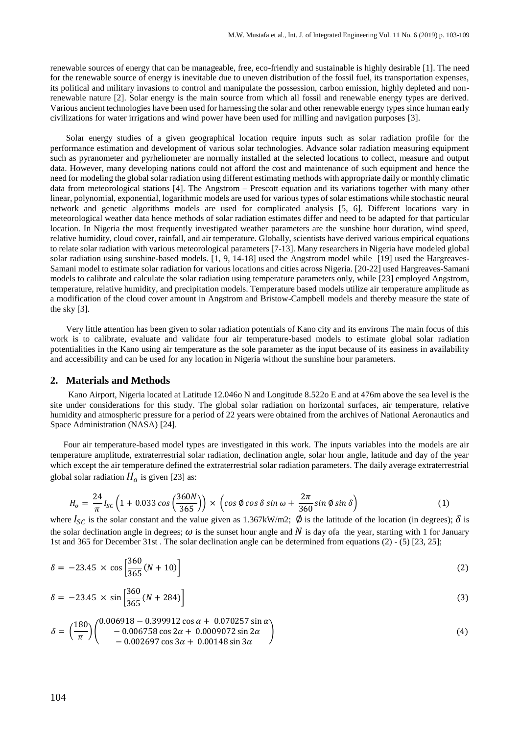renewable sources of energy that can be manageable, free, eco-friendly and sustainable is highly desirable [1]. The need for the renewable source of energy is inevitable due to uneven distribution of the fossil fuel, its transportation expenses, its political and military invasions to control and manipulate the possession, carbon emission, highly depleted and non-renewable nature [2]. Solar energy is the main source from which all fossil and renewable energy types are derived. Various ancient technologies have been used for harnessing the solar and other renewable energy types since human early civilizations for water irrigations and wind power have been used for milling and navigation purposes [3].

Solar energy studies of a given geographical location require inputs such as solar radiation profile for the performance estimation and development of various solar technologies. Advance solar radiation measuring equipment such as pyranometer and pyrheliometer are normally installed at the selected locations to collect, measure and output data. However, many developing nations could not afford the cost and maintenance of such equipment and hence the need for modeling the global solar radiation using different estimating methods with appropriate daily or monthly climatic data from meteorological stations [4]. The Angstrom – Prescott equation and its variations together with many other linear, polynomial, exponential, logarithmic models are used for various types of solar estimations while stochastic neural network and genetic algorithms models are used for complicated analysis [5, 6]. Different locations vary in meteorological weather data hence methods of solar radiation estimates differ and need to be adapted for that particular location. In Nigeria the most frequently investigated weather parameters are the sunshine hour duration, wind speed, relative humidity, cloud cover, rainfall, and air temperature. Globally, scientists have derived various empirical equations to relate solar radiation with various meteorological parameters [7-13]. Many researchers in Nigeria have modeled global solar radiation using sunshine-based models. [1, 9, 14-18] used the Angstrom model while [19] used the Hargreaves-Samani model to estimate solar radiation for various locations and cities across Nigeria. [20-22] used Hargreaves-Samani models to calibrate and calculate the solar radiation using temperature parameters only, while [23] employed Angstrom, temperature, relative humidity, and precipitation models. Temperature based models utilize air temperature amplitude as a modification of the cloud cover amount in Angstrom and Bristow-Campbell models and thereby measure the state of the sky [3].

Very little attention has been given to solar radiation potentials of Kano city and its environs The main focus of this work is to calibrate, evaluate and validate four air temperature-based models to estimate global solar radiation potentialities in the Kano using air temperature as the sole parameter as the input because of its easiness in availability and accessibility and can be used for any location in Nigeria without the sunshine hour parameters.

## 2. Materials and Methods

Kano Airport, Nigeria located at Latitude 12.046o N and Longitude 8.522o E and at 476m above the sea level is the site under considerations for this study. The global solar radiation on horizontal surfaces, air temperature, relative humidity and atmospheric pressure for a period of 22 years were obtained from the archives of National Aeronautics and Space Administration (NASA) [24].

Four air temperature-based model types are investigated in this work. The inputs variables into the models are air temperature amplitude, extraterrestrial solar radiation, declination angle, solar hour angle, latitude and day of the year which except the air temperature defined the extraterrestrial solar radiation parameters. The daily average extraterrestrial global solar radiation $H_o$ is given [23] as:

$$H_o = \frac{24}{\pi} I_{SC} \left(1 + 0.033 \cos\left(\frac{360N}{365}\right)\right) \times \left(\cos\phi \cos\delta \sin\omega + \frac{2\pi}{360} \sin\phi \sin\delta\right) \tag{1}$$

where $I_{SC}$ is the solar constant and the value given as 1.367kW/m2; $\phi$ is the latitude of the location (in degrees); $\delta$ is the solar declination angle in degrees; $\omega$ is the sunset hour angle and $N$ is day ofa the year, starting with 1 for January 1st and 365 for December 31st . The solar declination angle can be determined from equations (2) - (5) [23, 25];

$$\delta = -23.45 \times \cos\left[\frac{360}{365}(N + 10)\right] \tag{2}$$

$$\delta = -23.45 \times \sin\left[\frac{360}{365}(N + 284)\right] \tag{3}$$

$$\delta = \left(\frac{180}{\pi}\right)\begin{pmatrix} 0.006918 - 0.399912\cos\alpha + 0.070257\sin\alpha \\ -0.006758\cos 2\alpha + 0.0009072\sin 2\alpha \\ -0.002697\cos 3\alpha + 0.00148\sin 3\alpha \end{pmatrix} \tag{4}$$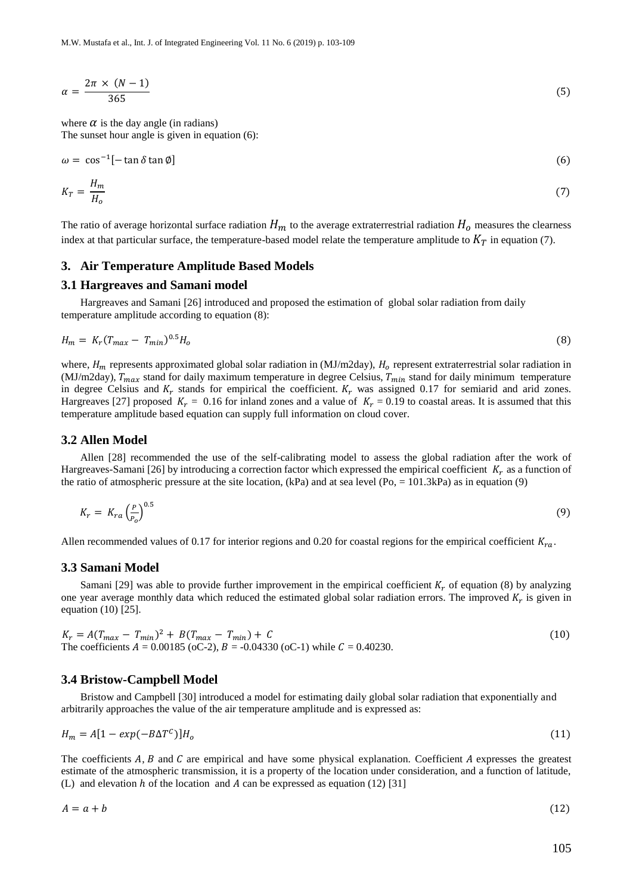$$\alpha = \frac{2\pi \times (N-1)}{365} \tag{5}$$

where $\alpha$ is the day angle (in radians)
The sunset hour angle is given in equation (6):

$$\omega = \cos^{-1}[-\tan\delta \tan\emptyset] \tag{6}$$

$$K_T = \frac{H_m}{H_o} \tag{7}$$

The ratio of average horizontal surface radiation $H_m$ to the average extraterrestrial radiation $H_o$ measures the clearness index at that particular surface, the temperature-based model relate the temperature amplitude to $K_T$ in equation (7).

## 3. Air Temperature Amplitude Based Models

### 3.1 Hargreaves and Samani model

Hargreaves and Samani [26] introduced and proposed the estimation of global solar radiation from daily temperature amplitude according to equation (8):

$$H_m = K_r(T_{max} - T_{min})^{0.5}H_o \tag{8}$$

where, $H_m$ represents approximated global solar radiation in (MJ/m2day), $H_o$ represent extraterrestrial solar radiation in (MJ/m2day), $T_{max}$ stand for daily maximum temperature in degree Celsius, $T_{min}$ stand for daily minimum temperature in degree Celsius and $K_r$ stands for empirical the coefficient. $K_r$ was assigned 0.17 for semiarid and arid zones. Hargreaves [27] proposed $K_r = 0.16$ for inland zones and a value of $K_r = 0.19$ to coastal areas. It is assumed that this temperature amplitude based equation can supply full information on cloud cover.

### 3.2 Allen Model

Allen [28] recommended the use of the self-calibrating model to assess the global radiation after the work of Hargreaves-Samani [26] by introducing a correction factor which expressed the empirical coefficient $K_r$ as a function of the ratio of atmospheric pressure at the site location, (kPa) and at sea level (Po, = 101.3kPa) as in equation (9)

$$K_r = K_{ra}\left(\frac{P}{P_o}\right)^{0.5} \tag{9}$$

Allen recommended values of 0.17 for interior regions and 0.20 for coastal regions for the empirical coefficient $K_{ra}$.

### 3.3 Samani Model

Samani [29] was able to provide further improvement in the empirical coefficient $K_r$ of equation (8) by analyzing one year average monthly data which reduced the estimated global solar radiation errors. The improved $K_r$ is given in equation (10) [25].

$$K_r = A(T_{max} - T_{min})^2 + B(T_{max} - T_{min}) + C \tag{10}$$

The coefficients $A$ = 0.00185 (oC-2), $B$ = -0.04330 (oC-1) while $C$ = 0.40230.

### 3.4 Bristow-Campbell Model

Bristow and Campbell [30] introduced a model for estimating daily global solar radiation that exponentially and arbitrarily approaches the value of the air temperature amplitude and is expressed as:

$$H_m = A[1 - exp(-B\Delta T^C)]H_o \tag{11}$$

The coefficients $A$, $B$ and $C$ are empirical and have some physical explanation. Coefficient $A$ expresses the greatest estimate of the atmospheric transmission, it is a property of the location under consideration, and a function of latitude, (L) and elevation $h$ of the location and $A$ can be expressed as equation (12) [31]

$$A = a + b \tag{12}$$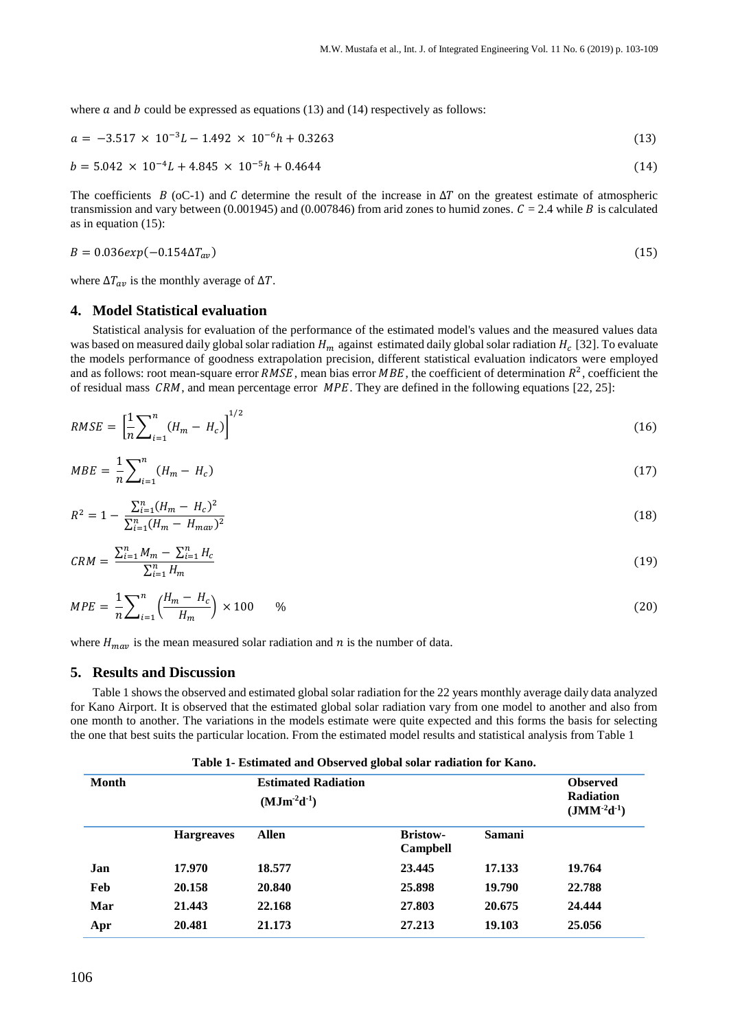where $a$ and $b$ could be expressed as equations (13) and (14) respectively as follows:

$$a = -3.517 \times 10^{-3}L - 1.492 \times 10^{-6}h + 0.3263 \quad (13)$$

$$b = 5.042 \times 10^{-4}L + 4.845 \times 10^{-5}h + 0.4644 \quad (14)$$

The coefficients $B$ (oC-1) and $C$ determine the result of the increase in $\Delta T$ on the greatest estimate of atmospheric transmission and vary between (0.001945) and (0.007846) from arid zones to humid zones. $C$ = 2.4 while $B$ is calculated as in equation (15):

$$B = 0.036exp(-0.154\Delta T_{av}) \quad (15)$$

where $\Delta T_{av}$ is the monthly average of $\Delta T$.

## 4. Model Statistical evaluation

Statistical analysis for evaluation of the performance of the estimated model's values and the measured values data was based on measured daily global solar radiation $H_m$ against estimated daily global solar radiation $H_c$ [32]. To evaluate the models performance of goodness extrapolation precision, different statistical evaluation indicators were employed and as follows: root mean-square error $RMSE$, mean bias error $MBE$, the coefficient of determination $R^2$, coefficient the of residual mass $CRM$, and mean percentage error $MPE$. They are defined in the following equations [22, 25]:

$$RMSE = \left[\frac{1}{n}\sum_{i=1}^{n}(H_m - H_c)\right]^{1/2} \quad (16)$$

$$MBE = \frac{1}{n}\sum_{i=1}^{n}(H_m - H_c) \quad (17)$$

$$R^2 = 1 - \frac{\sum_{i=1}^{n}(H_m - H_c)^2}{\sum_{i=1}^{n}(H_m - H_{mav})^2} \quad (18)$$

$$CRM = \frac{\sum_{i=1}^{n}M_m - \sum_{i=1}^{n}H_c}{\sum_{i=1}^{n}H_m} \quad (19)$$

$$MPE = \frac{1}{n}\sum_{i=1}^{n}\left(\frac{H_m - H_c}{H_m}\right) \times 100 \quad \% \quad (20)$$

where $H_{mav}$ is the mean measured solar radiation and $n$ is the number of data.

## 5. Results and Discussion

Table 1 shows the observed and estimated global solar radiation for the 22 years monthly average daily data analyzed for Kano Airport. It is observed that the estimated global solar radiation vary from one model to another and also from one month to another. The variations in the models estimate were quite expected and this forms the basis for selecting the one that best suits the particular location. From the estimated model results and statistical analysis from Table 1

**Table 1- Estimated and Observed global solar radiation for Kano.**

| Month | Estimated Radiation ($MJm^{-2}d^{-1}$) | | | | Observed Radiation ($JMM^{-2}d^{-1}$) |
|---|---|---|---|---|---|
| | **Hargreaves** | **Allen** | **Bristow-Campbell** | **Samani** | |
| **Jan** | **17.970** | **18.577** | **23.445** | **17.133** | **19.764** |
| **Feb** | **20.158** | **20.840** | **25.898** | **19.790** | **22.788** |
| **Mar** | **21.443** | **22.168** | **27.803** | **20.675** | **24.444** |
| **Apr** | **20.481** | **21.173** | **27.213** | **19.103** | **25.056** |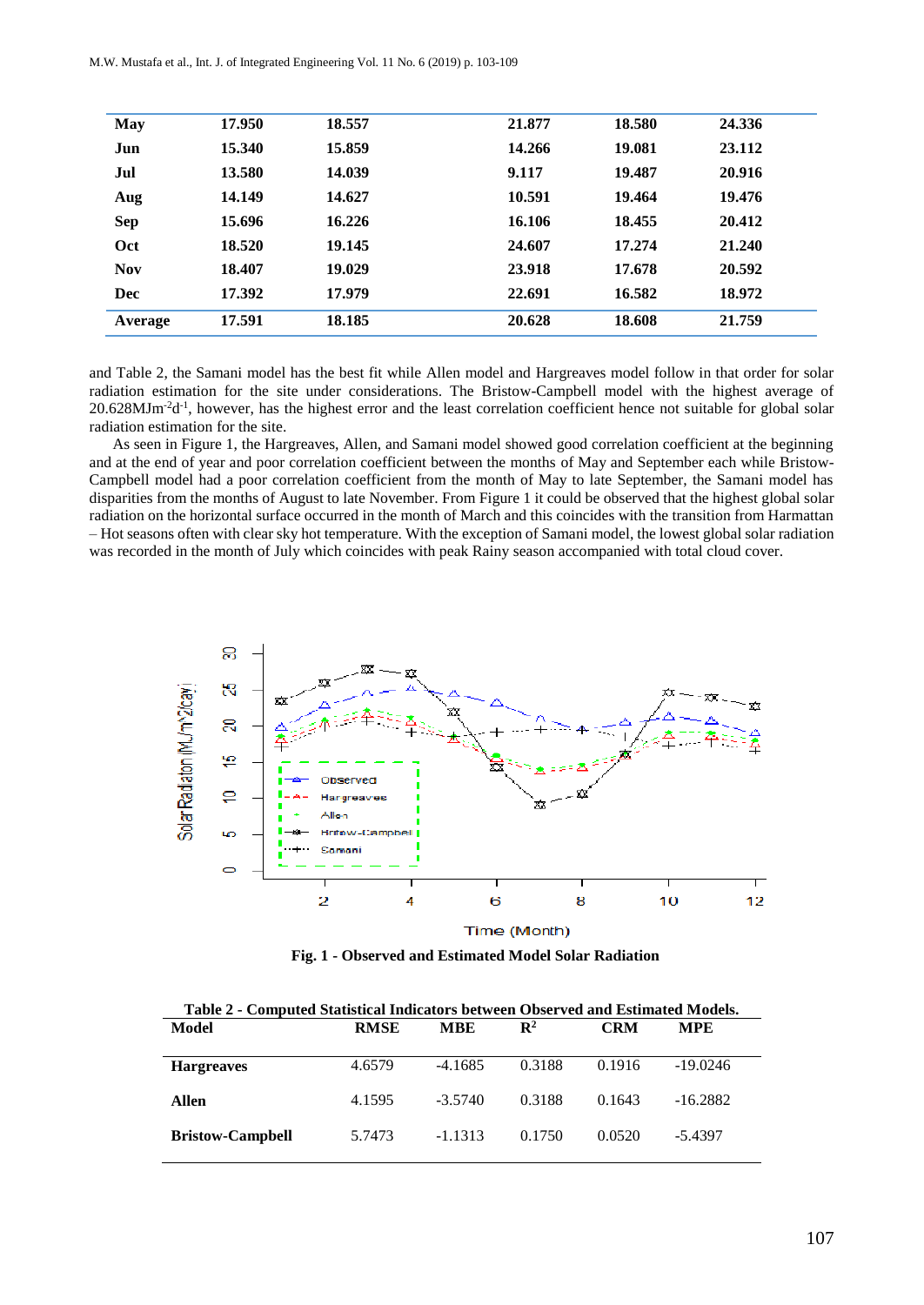| May | 17.950 | 18.557 | 21.877 | 18.580 | 24.336 |
|---|---|---|---|---|---|
| Jun | 15.340 | 15.859 | 14.266 | 19.081 | 23.112 |
| Jul | 13.580 | 14.039 | 9.117 | 19.487 | 20.916 |
| Aug | 14.149 | 14.627 | 10.591 | 19.464 | 19.476 |
| Sep | 15.696 | 16.226 | 16.106 | 18.455 | 20.412 |
| Oct | 18.520 | 19.145 | 24.607 | 17.274 | 21.240 |
| Nov | 18.407 | 19.029 | 23.918 | 17.678 | 20.592 |
| Dec | 17.392 | 17.979 | 22.691 | 16.582 | 18.972 |
| **Average** | **17.591** | **18.185** | **20.628** | **18.608** | **21.759** |

and Table 2, the Samani model has the best fit while Allen model and Hargreaves model follow in that order for solar radiation estimation for the site under considerations. The Bristow-Campbell model with the highest average of 20.628MJm$^{-2}$d$^{-1}$, however, has the highest error and the least correlation coefficient hence not suitable for global solar radiation estimation for the site.

As seen in Figure 1, the Hargreaves, Allen, and Samani model showed good correlation coefficient at the beginning and at the end of year and poor correlation coefficient between the months of May and September each while Bristow-Campbell model had a poor correlation coefficient from the month of May to late September, the Samani model has disparities from the months of August to late November. From Figure 1 it could be observed that the highest global solar radiation on the horizontal surface occurred in the month of March and this coincides with the transition from Harmattan – Hot seasons often with clear sky hot temperature. With the exception of Samani model, the lowest global solar radiation was recorded in the month of July which coincides with peak Rainy season accompanied with total cloud cover.

**Fig. 1 - Observed and Estimated Model Solar Radiation**

**Table 2 - Computed Statistical Indicators between Observed and Estimated Models.**

| Model | RMSE | MBE | $R^2$ | CRM | MPE |
|---|---|---|---|---|---|
| **Hargreaves** | 4.6579 | -4.1685 | 0.3188 | 0.1916 | -19.0246 |
| **Allen** | 4.1595 | -3.5740 | 0.3188 | 0.1643 | -16.2882 |
| **Bristow-Campbell** | 5.7473 | -1.1313 | 0.1750 | 0.0520 | -5.4397 |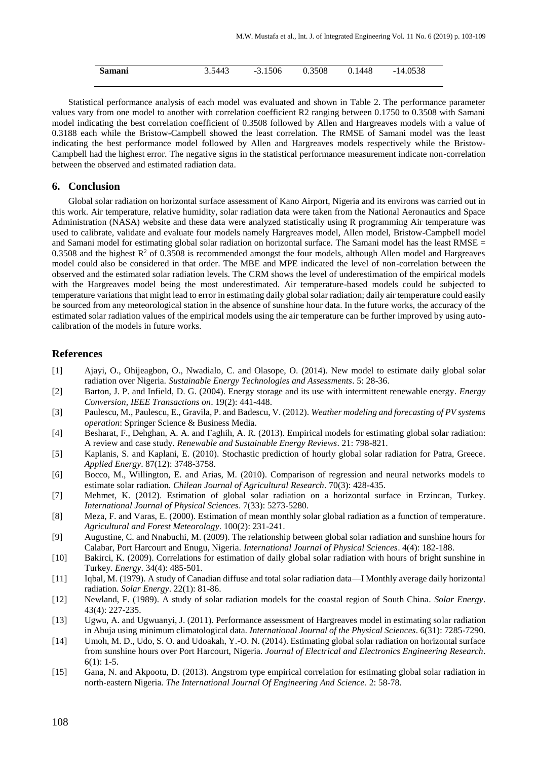| Samani | 3.5443 | -3.1506 | 0.3508 | 0.1448 | -14.0538 |
|---|---|---|---|---|---|

Statistical performance analysis of each model was evaluated and shown in Table 2. The performance parameter values vary from one model to another with correlation coefficient R2 ranging between 0.1750 to 0.3508 with Samani model indicating the best correlation coefficient of 0.3508 followed by Allen and Hargreaves models with a value of 0.3188 each while the Bristow-Campbell showed the least correlation. The RMSE of Samani model was the least indicating the best performance model followed by Allen and Hargreaves models respectively while the Bristow-Campbell had the highest error. The negative signs in the statistical performance measurement indicate non-correlation between the observed and estimated radiation data.

## 6. Conclusion

Global solar radiation on horizontal surface assessment of Kano Airport, Nigeria and its environs was carried out in this work. Air temperature, relative humidity, solar radiation data were taken from the National Aeronautics and Space Administration (NASA) website and these data were analyzed statistically using R programming Air temperature was used to calibrate, validate and evaluate four models namely Hargreaves model, Allen model, Bristow-Campbell model and Samani model for estimating global solar radiation on horizontal surface. The Samani model has the least RMSE = 0.3508 and the highest $R^2$ of 0.3508 is recommended amongst the four models, although Allen model and Hargreaves model could also be considered in that order. The MBE and MPE indicated the level of non-correlation between the observed and the estimated solar radiation levels. The CRM shows the level of underestimation of the empirical models with the Hargreaves model being the most underestimated. Air temperature-based models could be subjected to temperature variations that might lead to error in estimating daily global solar radiation; daily air temperature could easily be sourced from any meteorological station in the absence of sunshine hour data. In the future works, the accuracy of the estimated solar radiation values of the empirical models using the air temperature can be further improved by using auto-calibration of the models in future works.

## References

[1] Ajayi, O., Ohijeagbon, O., Nwadialo, C. and Olasope, O. (2014). New model to estimate daily global solar radiation over Nigeria. *Sustainable Energy Technologies and Assessments*. 5: 28-36.

[2] Barton, J. P. and Infield, D. G. (2004). Energy storage and its use with intermittent renewable energy. *Energy Conversion, IEEE Transactions on*. 19(2): 441-448.

[3] Paulescu, M., Paulescu, E., Gravila, P. and Badescu, V. (2012). *Weather modeling and forecasting of PV systems operation*: Springer Science & Business Media.

[4] Besharat, F., Dehghan, A. A. and Faghih, A. R. (2013). Empirical models for estimating global solar radiation: A review and case study. *Renewable and Sustainable Energy Reviews*. 21: 798-821.

[5] Kaplanis, S. and Kaplani, E. (2010). Stochastic prediction of hourly global solar radiation for Patra, Greece. *Applied Energy*. 87(12): 3748-3758.

[6] Bocco, M., Willington, E. and Arias, M. (2010). Comparison of regression and neural networks models to estimate solar radiation. *Chilean Journal of Agricultural Research*. 70(3): 428-435.

[7] Mehmet, K. (2012). Estimation of global solar radiation on a horizontal surface in Erzincan, Turkey. *International Journal of Physical Sciences*. 7(33): 5273-5280.

[8] Meza, F. and Varas, E. (2000). Estimation of mean monthly solar global radiation as a function of temperature. *Agricultural and Forest Meteorology*. 100(2): 231-241.

[9] Augustine, C. and Nnabuchi, M. (2009). The relationship between global solar radiation and sunshine hours for Calabar, Port Harcourt and Enugu, Nigeria. *International Journal of Physical Sciences*. 4(4): 182-188.

[10] Bakirci, K. (2009). Correlations for estimation of daily global solar radiation with hours of bright sunshine in Turkey. *Energy*. 34(4): 485-501.

[11] Iqbal, M. (1979). A study of Canadian diffuse and total solar radiation data—I Monthly average daily horizontal radiation. *Solar Energy*. 22(1): 81-86.

[12] Newland, F. (1989). A study of solar radiation models for the coastal region of South China. *Solar Energy*. 43(4): 227-235.

[13] Ugwu, A. and Ugwuanyi, J. (2011). Performance assessment of Hargreaves model in estimating solar radiation in Abuja using minimum climatological data. *International Journal of the Physical Sciences*. 6(31): 7285-7290.

[14] Umoh, M. D., Udo, S. O. and Udoakah, Y.-O. N. (2014). Estimating global solar radiation on horizontal surface from sunshine hours over Port Harcourt, Nigeria. *Journal of Electrical and Electronics Engineering Research*. 6(1): 1-5.

[15] Gana, N. and Akpootu, D. (2013). Angstrom type empirical correlation for estimating global solar radiation in north-eastern Nigeria. *The International Journal Of Engineering And Science*. 2: 58-78.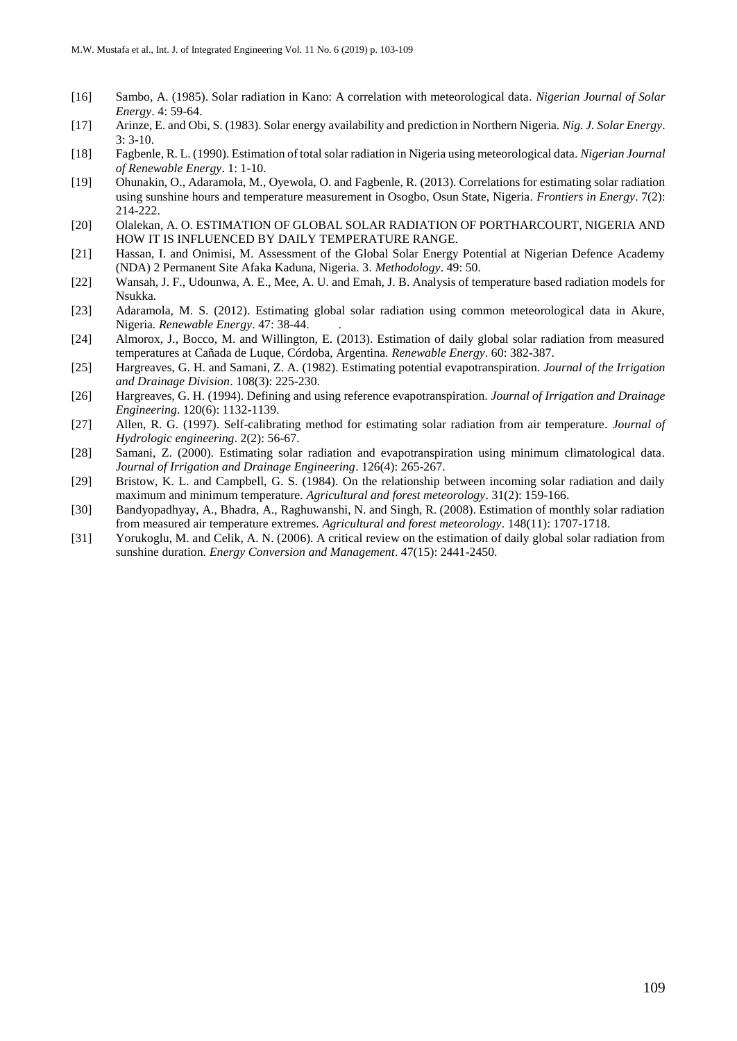[16] Sambo, A. (1985). Solar radiation in Kano: A correlation with meteorological data. *Nigerian Journal of Solar Energy*. 4: 59-64.

[17] Arinze, E. and Obi, S. (1983). Solar energy availability and prediction in Northern Nigeria. *Nig. J. Solar Energy*. 3: 3-10.

[18] Fagbenle, R. L. (1990). Estimation of total solar radiation in Nigeria using meteorological data. *Nigerian Journal of Renewable Energy*. 1: 1-10.

[19] Ohunakin, O., Adaramola, M., Oyewola, O. and Fagbenle, R. (2013). Correlations for estimating solar radiation using sunshine hours and temperature measurement in Osogbo, Osun State, Nigeria. *Frontiers in Energy*. 7(2): 214-222.

[20] Olalekan, A. O. ESTIMATION OF GLOBAL SOLAR RADIATION OF PORTHARCOURT, NIGERIA AND HOW IT IS INFLUENCED BY DAILY TEMPERATURE RANGE.

[21] Hassan, I. and Onimisi, M. Assessment of the Global Solar Energy Potential at Nigerian Defence Academy (NDA) 2 Permanent Site Afaka Kaduna, Nigeria. 3. *Methodology*. 49: 50.

[22] Wansah, J. F., Udounwa, A. E., Mee, A. U. and Emah, J. B. Analysis of temperature based radiation models for Nsukka.

[23] Adaramola, M. S. (2012). Estimating global solar radiation using common meteorological data in Akure, Nigeria. *Renewable Energy*. 47: 38-44.

[24] Almorox, J., Bocco, M. and Willington, E. (2013). Estimation of daily global solar radiation from measured temperatures at Cañada de Luque, Córdoba, Argentina. *Renewable Energy*. 60: 382-387.

[25] Hargreaves, G. H. and Samani, Z. A. (1982). Estimating potential evapotranspiration. *Journal of the Irrigation and Drainage Division*. 108(3): 225-230.

[26] Hargreaves, G. H. (1994). Defining and using reference evapotranspiration. *Journal of Irrigation and Drainage Engineering*. 120(6): 1132-1139.

[27] Allen, R. G. (1997). Self-calibrating method for estimating solar radiation from air temperature. *Journal of Hydrologic engineering*. 2(2): 56-67.

[28] Samani, Z. (2000). Estimating solar radiation and evapotranspiration using minimum climatological data. *Journal of Irrigation and Drainage Engineering*. 126(4): 265-267.

[29] Bristow, K. L. and Campbell, G. S. (1984). On the relationship between incoming solar radiation and daily maximum and minimum temperature. *Agricultural and forest meteorology*. 31(2): 159-166.

[30] Bandyopadhyay, A., Bhadra, A., Raghuwanshi, N. and Singh, R. (2008). Estimation of monthly solar radiation from measured air temperature extremes. *Agricultural and forest meteorology*. 148(11): 1707-1718.

[31] Yorukoglu, M. and Celik, A. N. (2006). A critical review on the estimation of daily global solar radiation from sunshine duration. *Energy Conversion and Management*. 47(15): 2441-2450.